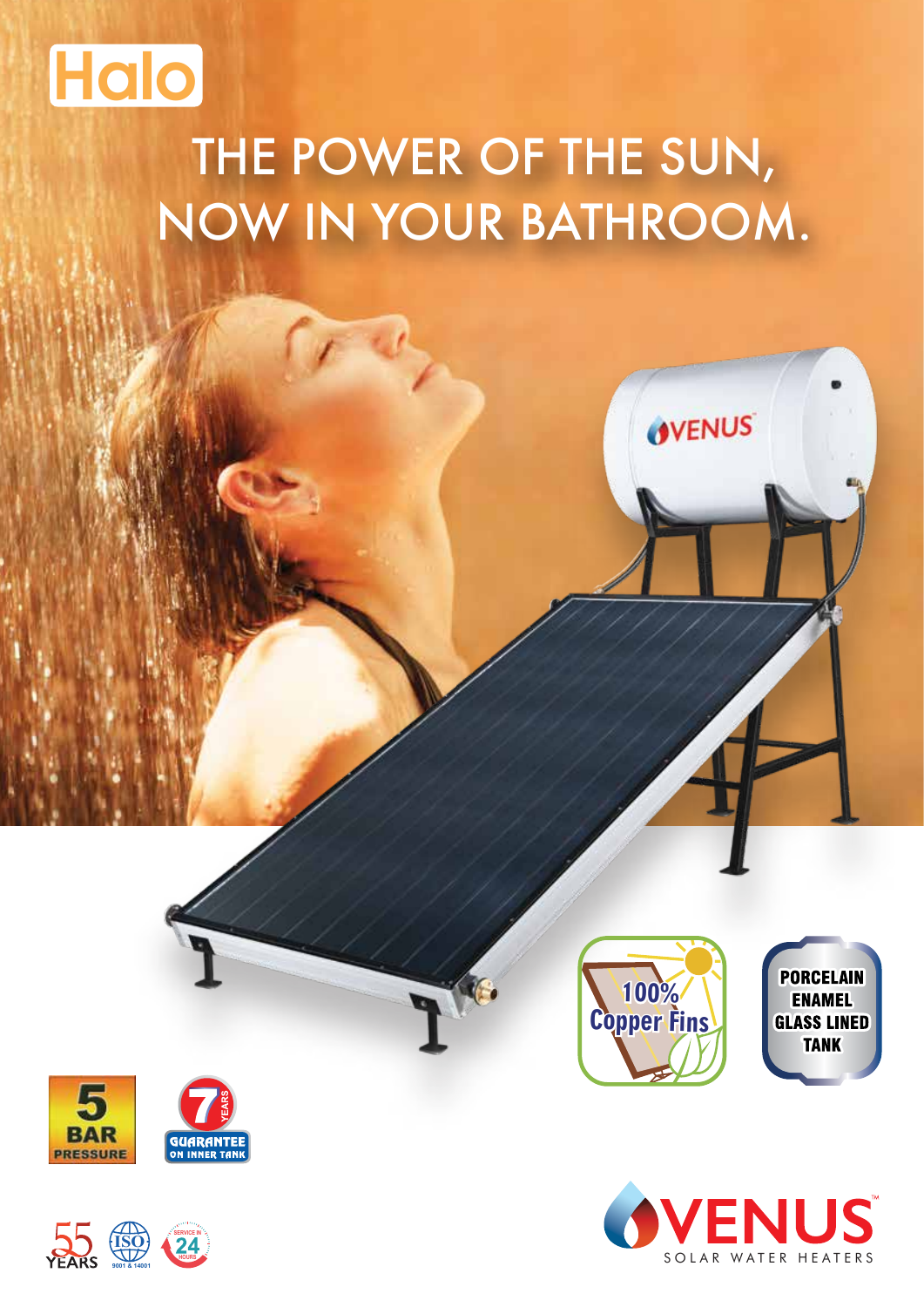# Halo

## THE POWER OF THE SUN, NOW IN YOUR BATHROOM.

100% Copper Fins

PORCELAIN ENAMEL GLASS LINED TANK

5 BAR PRESSURE

7 YEARS GUARANTEE ON INNER TANK

55 YEARS

ISO 9001 & 14001

SERVICE IN 24 HOURS

VENUS™ SOLAR WATER HEATERS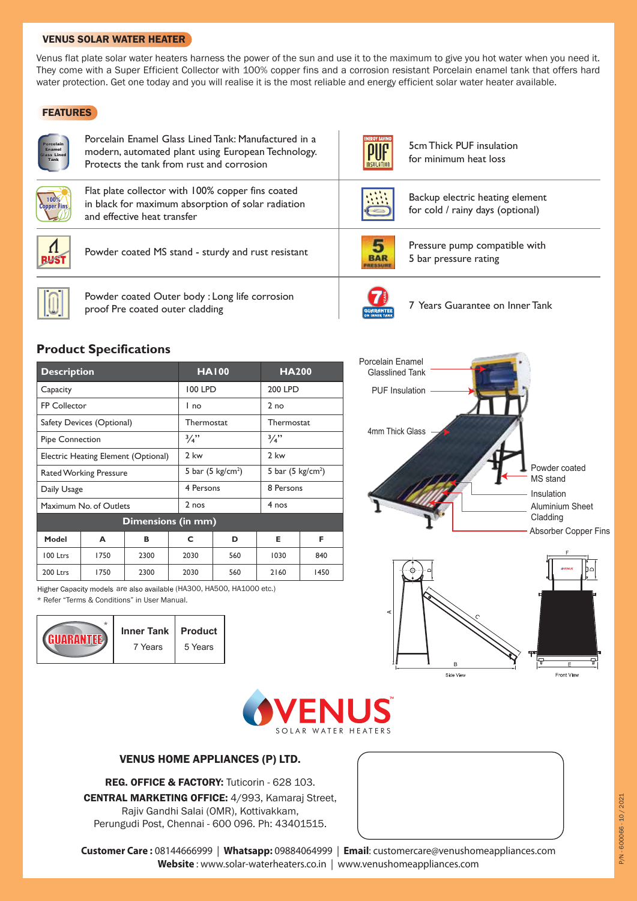## VENUS SOLAR WATER HEATER

Venus flat plate solar water heaters harness the power of the sun and use it to the maximum to give you hot water when you need it. They come with a Super Efficient Collector with 100% copper fins and a corrosion resistant Porcelain enamel tank that offers hard water protection. Get one today and you will realise it is the most reliable and energy efficient solar water heater available.

## FEATURES

- Porcelain Enamel Glass Lined Tank: Manufactured in a modern, automated plant using European Technology. Protects the tank from rust and corrosion
- Flat plate collector with 100% copper fins coated in black for maximum absorption of solar radiation and effective heat transfer
- Powder coated MS stand - sturdy and rust resistant
- Powder coated Outer body : Long life corrosion proof Pre coated outer cladding
- 5cm Thick PUF insulation for minimum heat loss
- Backup electric heating element for cold / rainy days (optional)
- Pressure pump compatible with 5 bar pressure rating
- 7 Years Guarantee on Inner Tank

## Product Specifications

| Description | HA100 | HA200 |
|---|---|---|
| Capacity | 100 LPD | 200 LPD |
| FP Collector | 1 no | 2 no |
| Safety Devices (Optional) | Thermostat | Thermostat |
| Pipe Connection | ¾" | ¾" |
| Electric Heating Element (Optional) | 2 kw | 2 kw |
| Rated Working Pressure | 5 bar (5 kg/cm$^2$) | 5 bar (5 kg/cm$^2$) |
| Daily Usage | 4 Persons | 8 Persons |
| Maximum No. of Outlets | 2 nos | 4 nos |

**Dimensions (in mm)**

| Model | A | B | C | D | E | F |
|---|---|---|---|---|---|---|
| 100 Ltrs | 1750 | 2300 | 2030 | 560 | 1030 | 840 |
| 200 Ltrs | 1750 | 2300 | 2030 | 560 | 2160 | 1450 |

Higher Capacity models are also available (HA300, HA500, HA1000 etc.)

\* Refer "Terms & Conditions" in User Manual.

| GUARANTEE* | Inner Tank | Product |
|---|---|---|
| | 7 Years | 5 Years |

Porcelain Enamel Glasslined Tank
PUF Insulation
4mm Thick Glass
Powder coated MS stand
Insulation
Aluminium Sheet Cladding
Absorber Copper Fins

Side View
Front View

VENUS
SOLAR WATER HEATERS

### VENUS HOME APPLIANCES (P) LTD.

**REG. OFFICE & FACTORY:** Tuticorin - 628 103.
**CENTRAL MARKETING OFFICE:** 4/993, Kamaraj Street, Rajiv Gandhi Salai (OMR), Kottivakkam, Perungudi Post, Chennai - 600 096. Ph: 43401515.

**Customer Care :** 08144666999 | **Whatsapp:** 09884064999 | **Email**: customercare@venushomeappliances.com
**Website** : www.solar-waterheaters.co.in | www.venushomeappliances.com

P/N- 600066 -10 / 2021